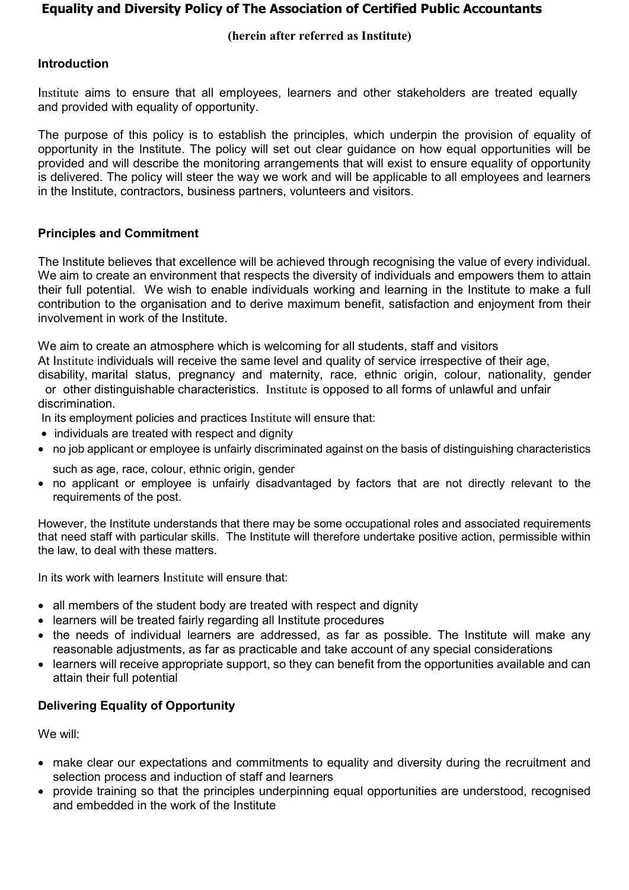# Equality and Diversity Policy of The Association of Certified Public Accountants

**(herein after referred as Institute)**

## Introduction

Institute aims to ensure that all employees, learners and other stakeholders are treated equally and provided with equality of opportunity.

The purpose of this policy is to establish the principles, which underpin the provision of equality of opportunity in the Institute. The policy will set out clear guidance on how equal opportunities will be provided and will describe the monitoring arrangements that will exist to ensure equality of opportunity is delivered. The policy will steer the way we work and will be applicable to all employees and learners in the Institute, contractors, business partners, volunteers and visitors.

## Principles and Commitment

The Institute believes that excellence will be achieved through recognising the value of every individual. We aim to create an environment that respects the diversity of individuals and empowers them to attain their full potential. We wish to enable individuals working and learning in the Institute to make a full contribution to the organisation and to derive maximum benefit, satisfaction and enjoyment from their involvement in work of the Institute.

We aim to create an atmosphere which is welcoming for all students, staff and visitors
At Institute individuals will receive the same level and quality of service irrespective of their age, disability, marital status, pregnancy and maternity, race, ethnic origin, colour, nationality, gender or other distinguishable characteristics. Institute is opposed to all forms of unlawful and unfair discrimination.

In its employment policies and practices Institute will ensure that:

- individuals are treated with respect and dignity
- no job applicant or employee is unfairly discriminated against on the basis of distinguishing characteristics such as age, race, colour, ethnic origin, gender
- no applicant or employee is unfairly disadvantaged by factors that are not directly relevant to the requirements of the post.

However, the Institute understands that there may be some occupational roles and associated requirements that need staff with particular skills. The Institute will therefore undertake positive action, permissible within the law, to deal with these matters.

In its work with learners Institute will ensure that:

- all members of the student body are treated with respect and dignity
- learners will be treated fairly regarding all Institute procedures
- the needs of individual learners are addressed, as far as possible. The Institute will make any reasonable adjustments, as far as practicable and take account of any special considerations
- learners will receive appropriate support, so they can benefit from the opportunities available and can attain their full potential

## Delivering Equality of Opportunity

We will:

- make clear our expectations and commitments to equality and diversity during the recruitment and selection process and induction of staff and learners
- provide training so that the principles underpinning equal opportunities are understood, recognised and embedded in the work of the Institute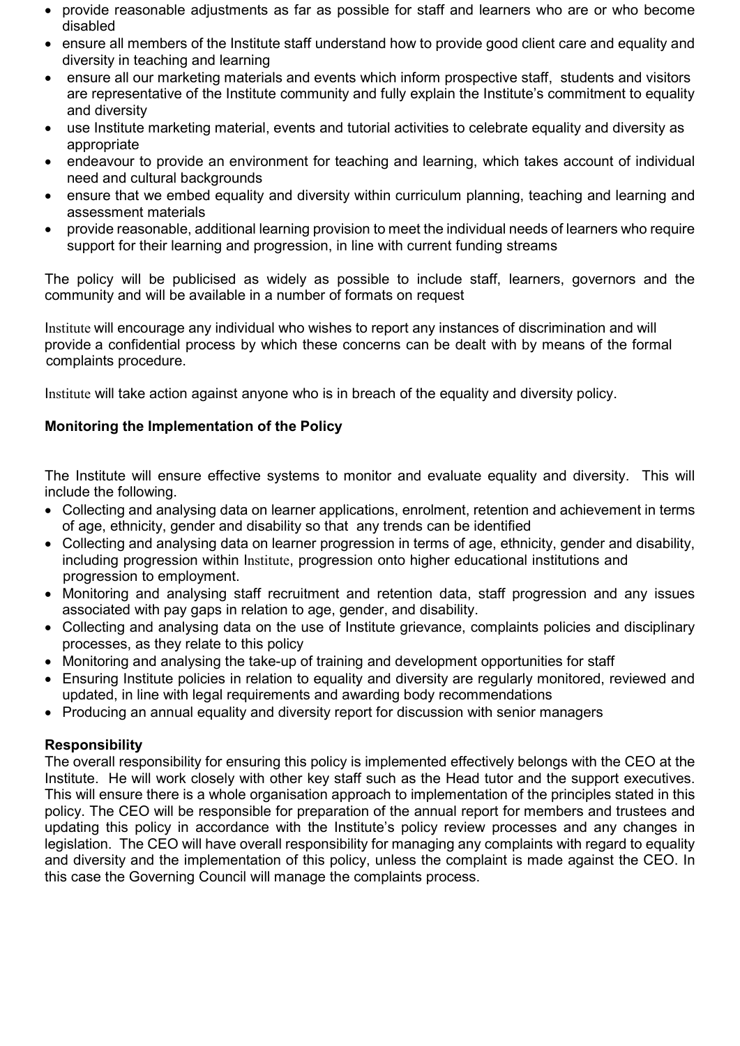- provide reasonable adjustments as far as possible for staff and learners who are or who become disabled
- ensure all members of the Institute staff understand how to provide good client care and equality and diversity in teaching and learning
- ensure all our marketing materials and events which inform prospective staff, students and visitors are representative of the Institute community and fully explain the Institute's commitment to equality and diversity
- use Institute marketing material, events and tutorial activities to celebrate equality and diversity as appropriate
- endeavour to provide an environment for teaching and learning, which takes account of individual need and cultural backgrounds
- ensure that we embed equality and diversity within curriculum planning, teaching and learning and assessment materials
- provide reasonable, additional learning provision to meet the individual needs of learners who require support for their learning and progression, in line with current funding streams

The policy will be publicised as widely as possible to include staff, learners, governors and the community and will be available in a number of formats on request

Institute will encourage any individual who wishes to report any instances of discrimination and will provide a confidential process by which these concerns can be dealt with by means of the formal complaints procedure.

Institute will take action against anyone who is in breach of the equality and diversity policy.

**Monitoring the Implementation of the Policy**

The Institute will ensure effective systems to monitor and evaluate equality and diversity. This will include the following.

- Collecting and analysing data on learner applications, enrolment, retention and achievement in terms of age, ethnicity, gender and disability so that any trends can be identified
- Collecting and analysing data on learner progression in terms of age, ethnicity, gender and disability, including progression within Institute, progression onto higher educational institutions and progression to employment.
- Monitoring and analysing staff recruitment and retention data, staff progression and any issues associated with pay gaps in relation to age, gender, and disability.
- Collecting and analysing data on the use of Institute grievance, complaints policies and disciplinary processes, as they relate to this policy
- Monitoring and analysing the take-up of training and development opportunities for staff
- Ensuring Institute policies in relation to equality and diversity are regularly monitored, reviewed and updated, in line with legal requirements and awarding body recommendations
- Producing an annual equality and diversity report for discussion with senior managers

**Responsibility**

The overall responsibility for ensuring this policy is implemented effectively belongs with the CEO at the Institute. He will work closely with other key staff such as the Head tutor and the support executives. This will ensure there is a whole organisation approach to implementation of the principles stated in this policy. The CEO will be responsible for preparation of the annual report for members and trustees and updating this policy in accordance with the Institute's policy review processes and any changes in legislation. The CEO will have overall responsibility for managing any complaints with regard to equality and diversity and the implementation of this policy, unless the complaint is made against the CEO. In this case the Governing Council will manage the complaints process.